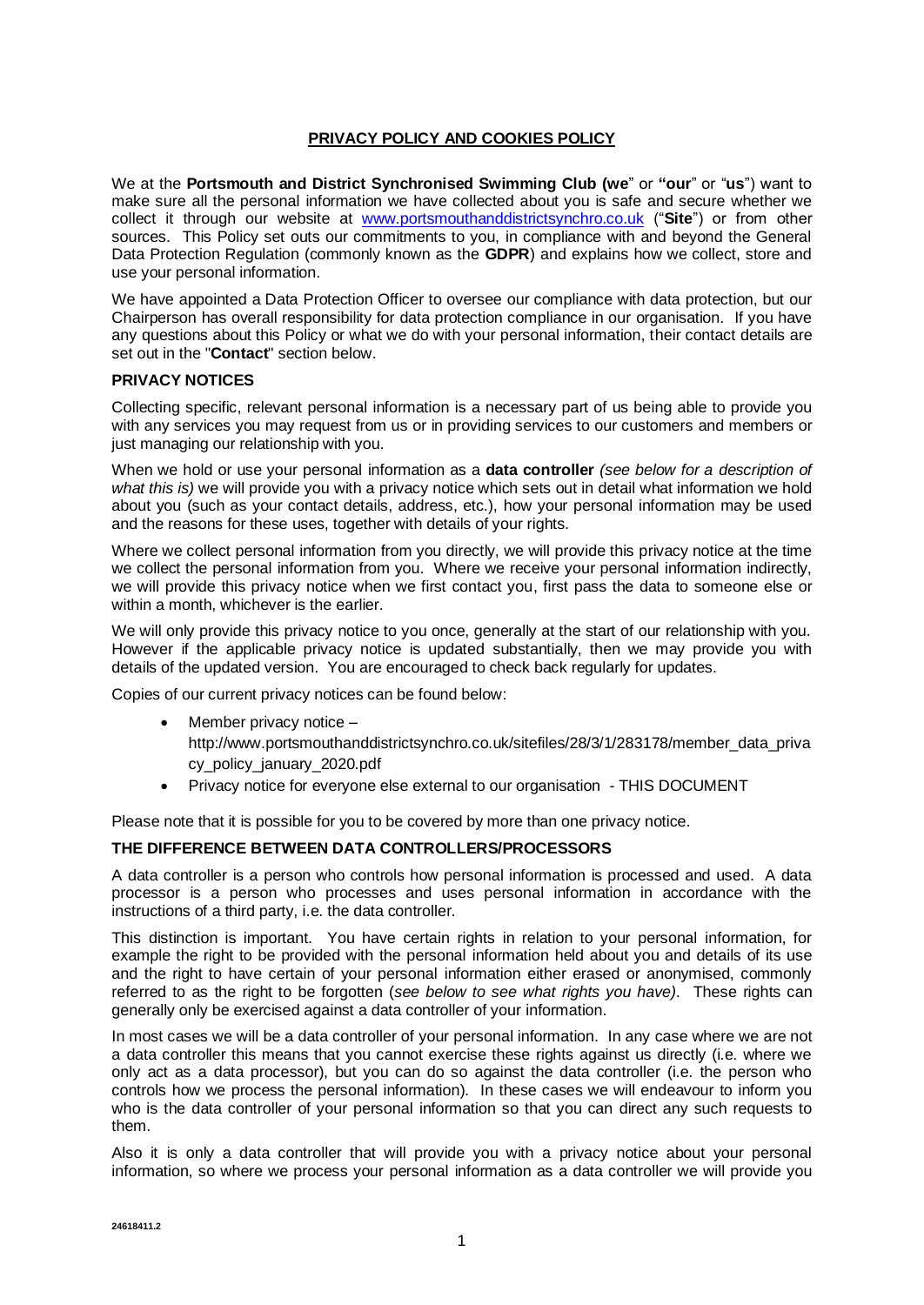# PRIVACY POLICY AND COOKIES POLICY

We at the **Portsmouth and District Synchronised Swimming Club (we**" or **"our**" or "**us**") want to make sure all the personal information we have collected about you is safe and secure whether we collect it through our website at [www.portsmouthanddistrictsynchro.co.uk](http://www.portsmouthanddistrictsynchro.co.uk) ("**Site**") or from other sources. This Policy set outs our commitments to you, in compliance with and beyond the General Data Protection Regulation (commonly known as the **GDPR**) and explains how we collect, store and use your personal information.

We have appointed a Data Protection Officer to oversee our compliance with data protection, but our Chairperson has overall responsibility for data protection compliance in our organisation. If you have any questions about this Policy or what we do with your personal information, their contact details are set out in the "**Contact**" section below.

## PRIVACY NOTICES

Collecting specific, relevant personal information is a necessary part of us being able to provide you with any services you may request from us or in providing services to our customers and members or just managing our relationship with you.

When we hold or use your personal information as a **data controller** *(see below for a description of what this is)* we will provide you with a privacy notice which sets out in detail what information we hold about you (such as your contact details, address, etc.), how your personal information may be used and the reasons for these uses, together with details of your rights.

Where we collect personal information from you directly, we will provide this privacy notice at the time we collect the personal information from you. Where we receive your personal information indirectly, we will provide this privacy notice when we first contact you, first pass the data to someone else or within a month, whichever is the earlier.

We will only provide this privacy notice to you once, generally at the start of our relationship with you. However if the applicable privacy notice is updated substantially, then we may provide you with details of the updated version. You are encouraged to check back regularly for updates.

Copies of our current privacy notices can be found below:

- Member privacy notice – http://www.portsmouthanddistrictsynchro.co.uk/sitefiles/28/3/1/283178/member_data_privacy_policy_january_2020.pdf
- Privacy notice for everyone else external to our organisation - THIS DOCUMENT

Please note that it is possible for you to be covered by more than one privacy notice.

## THE DIFFERENCE BETWEEN DATA CONTROLLERS/PROCESSORS

A data controller is a person who controls how personal information is processed and used. A data processor is a person who processes and uses personal information in accordance with the instructions of a third party, i.e. the data controller.

This distinction is important. You have certain rights in relation to your personal information, for example the right to be provided with the personal information held about you and details of its use and the right to have certain of your personal information either erased or anonymised, commonly referred to as the right to be forgotten (*see below to see what rights you have).* These rights can generally only be exercised against a data controller of your information.

In most cases we will be a data controller of your personal information. In any case where we are not a data controller this means that you cannot exercise these rights against us directly (i.e. where we only act as a data processor), but you can do so against the data controller (i.e. the person who controls how we process the personal information). In these cases we will endeavour to inform you who is the data controller of your personal information so that you can direct any such requests to them.

Also it is only a data controller that will provide you with a privacy notice about your personal information, so where we process your personal information as a data controller we will provide you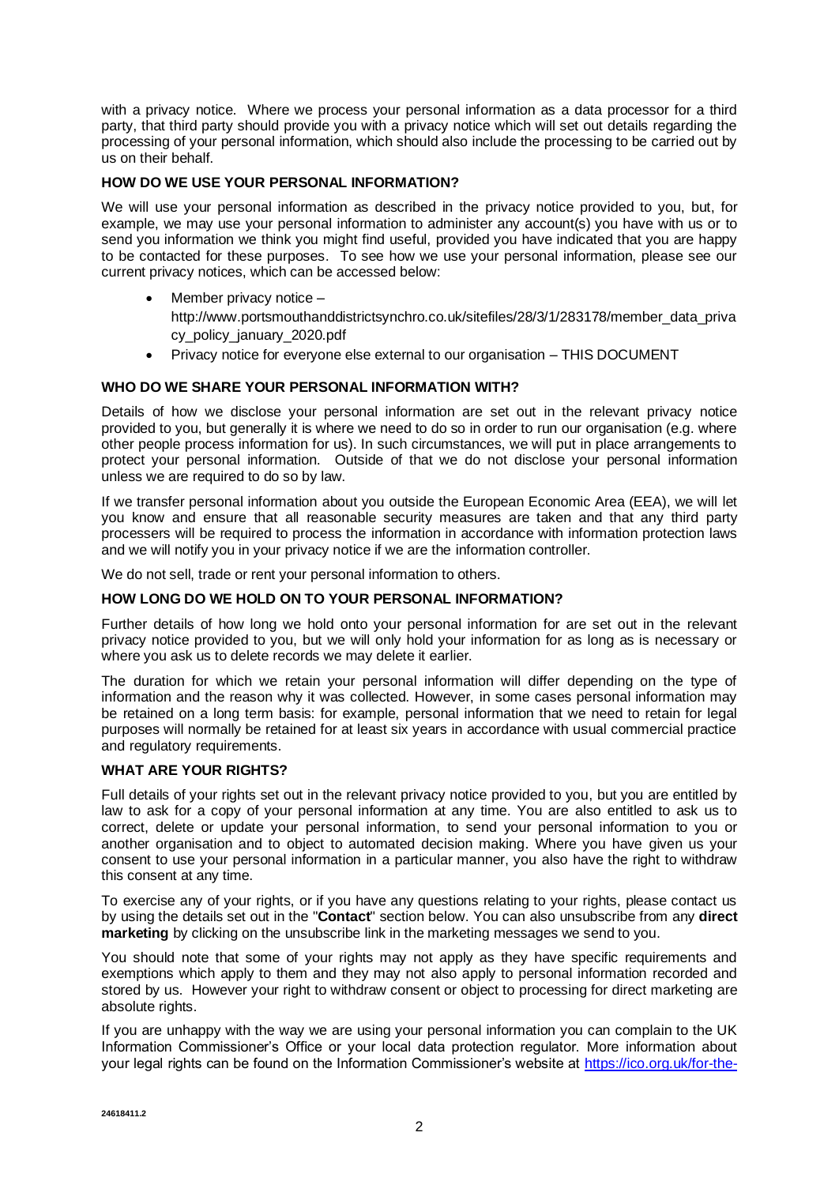with a privacy notice. Where we process your personal information as a data processor for a third party, that third party should provide you with a privacy notice which will set out details regarding the processing of your personal information, which should also include the processing to be carried out by us on their behalf.

**HOW DO WE USE YOUR PERSONAL INFORMATION?**

We will use your personal information as described in the privacy notice provided to you, but, for example, we may use your personal information to administer any account(s) you have with us or to send you information we think you might find useful, provided you have indicated that you are happy to be contacted for these purposes. To see how we use your personal information, please see our current privacy notices, which can be accessed below:

- Member privacy notice – http://www.portsmouthanddistrictsynchro.co.uk/sitefiles/28/3/1/283178/member_data_privacy_policy_january_2020.pdf
- Privacy notice for everyone else external to our organisation – THIS DOCUMENT

**WHO DO WE SHARE YOUR PERSONAL INFORMATION WITH?**

Details of how we disclose your personal information are set out in the relevant privacy notice provided to you, but generally it is where we need to do so in order to run our organisation (e.g. where other people process information for us). In such circumstances, we will put in place arrangements to protect your personal information. Outside of that we do not disclose your personal information unless we are required to do so by law.

If we transfer personal information about you outside the European Economic Area (EEA), we will let you know and ensure that all reasonable security measures are taken and that any third party processers will be required to process the information in accordance with information protection laws and we will notify you in your privacy notice if we are the information controller.

We do not sell, trade or rent your personal information to others.

**HOW LONG DO WE HOLD ON TO YOUR PERSONAL INFORMATION?**

Further details of how long we hold onto your personal information for are set out in the relevant privacy notice provided to you, but we will only hold your information for as long as is necessary or where you ask us to delete records we may delete it earlier.

The duration for which we retain your personal information will differ depending on the type of information and the reason why it was collected. However, in some cases personal information may be retained on a long term basis: for example, personal information that we need to retain for legal purposes will normally be retained for at least six years in accordance with usual commercial practice and regulatory requirements.

**WHAT ARE YOUR RIGHTS?**

Full details of your rights set out in the relevant privacy notice provided to you, but you are entitled by law to ask for a copy of your personal information at any time. You are also entitled to ask us to correct, delete or update your personal information, to send your personal information to you or another organisation and to object to automated decision making. Where you have given us your consent to use your personal information in a particular manner, you also have the right to withdraw this consent at any time.

To exercise any of your rights, or if you have any questions relating to your rights, please contact us by using the details set out in the "**Contact**" section below. You can also unsubscribe from any **direct marketing** by clicking on the unsubscribe link in the marketing messages we send to you.

You should note that some of your rights may not apply as they have specific requirements and exemptions which apply to them and they may not also apply to personal information recorded and stored by us. However your right to withdraw consent or object to processing for direct marketing are absolute rights.

If you are unhappy with the way we are using your personal information you can complain to the UK Information Commissioner's Office or your local data protection regulator. More information about your legal rights can be found on the Information Commissioner's website at https://ico.org.uk/for-the-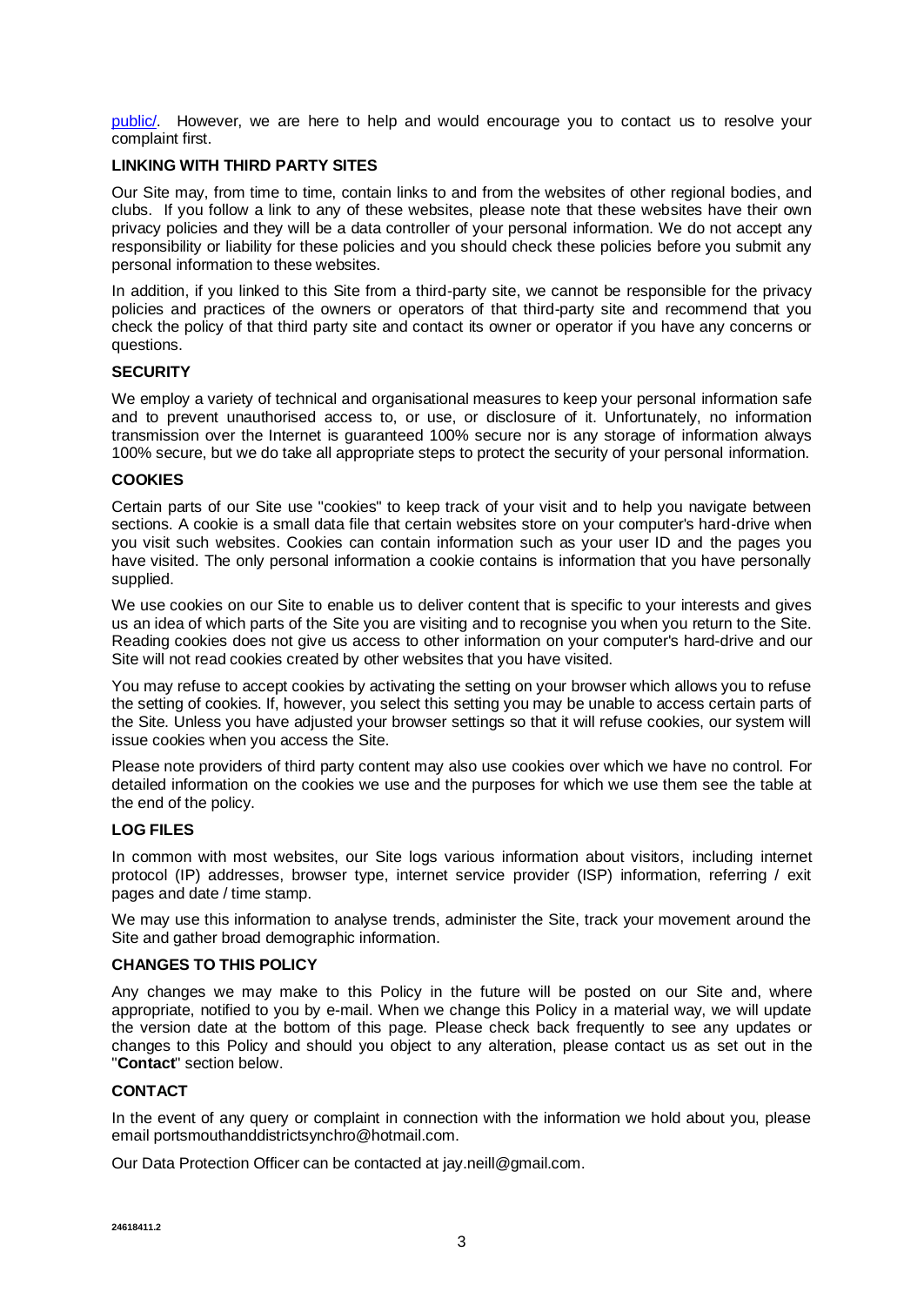public/. However, we are here to help and would encourage you to contact us to resolve your complaint first.

**LINKING WITH THIRD PARTY SITES**

Our Site may, from time to time, contain links to and from the websites of other regional bodies, and clubs. If you follow a link to any of these websites, please note that these websites have their own privacy policies and they will be a data controller of your personal information. We do not accept any responsibility or liability for these policies and you should check these policies before you submit any personal information to these websites.

In addition, if you linked to this Site from a third-party site, we cannot be responsible for the privacy policies and practices of the owners or operators of that third-party site and recommend that you check the policy of that third party site and contact its owner or operator if you have any concerns or questions.

**SECURITY**

We employ a variety of technical and organisational measures to keep your personal information safe and to prevent unauthorised access to, or use, or disclosure of it. Unfortunately, no information transmission over the Internet is guaranteed 100% secure nor is any storage of information always 100% secure, but we do take all appropriate steps to protect the security of your personal information.

**COOKIES**

Certain parts of our Site use "cookies" to keep track of your visit and to help you navigate between sections. A cookie is a small data file that certain websites store on your computer's hard-drive when you visit such websites. Cookies can contain information such as your user ID and the pages you have visited. The only personal information a cookie contains is information that you have personally supplied.

We use cookies on our Site to enable us to deliver content that is specific to your interests and gives us an idea of which parts of the Site you are visiting and to recognise you when you return to the Site. Reading cookies does not give us access to other information on your computer's hard-drive and our Site will not read cookies created by other websites that you have visited.

You may refuse to accept cookies by activating the setting on your browser which allows you to refuse the setting of cookies. If, however, you select this setting you may be unable to access certain parts of the Site. Unless you have adjusted your browser settings so that it will refuse cookies, our system will issue cookies when you access the Site.

Please note providers of third party content may also use cookies over which we have no control. For detailed information on the cookies we use and the purposes for which we use them see the table at the end of the policy.

**LOG FILES**

In common with most websites, our Site logs various information about visitors, including internet protocol (IP) addresses, browser type, internet service provider (ISP) information, referring / exit pages and date / time stamp.

We may use this information to analyse trends, administer the Site, track your movement around the Site and gather broad demographic information.

**CHANGES TO THIS POLICY**

Any changes we may make to this Policy in the future will be posted on our Site and, where appropriate, notified to you by e-mail. When we change this Policy in a material way, we will update the version date at the bottom of this page. Please check back frequently to see any updates or changes to this Policy and should you object to any alteration, please contact us as set out in the "**Contact**" section below.

**CONTACT**

In the event of any query or complaint in connection with the information we hold about you, please email portsmouthanddistrictsynchro@hotmail.com.

Our Data Protection Officer can be contacted at jay.neill@gmail.com.

24618411.2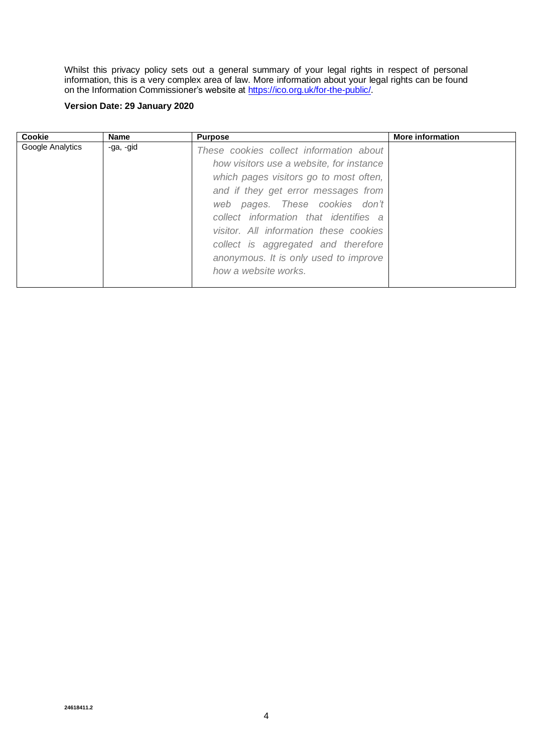Whilst this privacy policy sets out a general summary of your legal rights in respect of personal information, this is a very complex area of law. More information about your legal rights can be found on the Information Commissioner's website at https://ico.org.uk/for-the-public/.

**Version Date: 29 January 2020**

| Cookie | Name | Purpose | More information |
|---|---|---|---|
| Google Analytics | -ga, -gid | *These cookies collect information about how visitors use a website, for instance which pages visitors go to most often, and if they get error messages from web pages. These cookies don't collect information that identifies a visitor. All information these cookies collect is aggregated and therefore anonymous. It is only used to improve how a website works.* | |

24618411.2